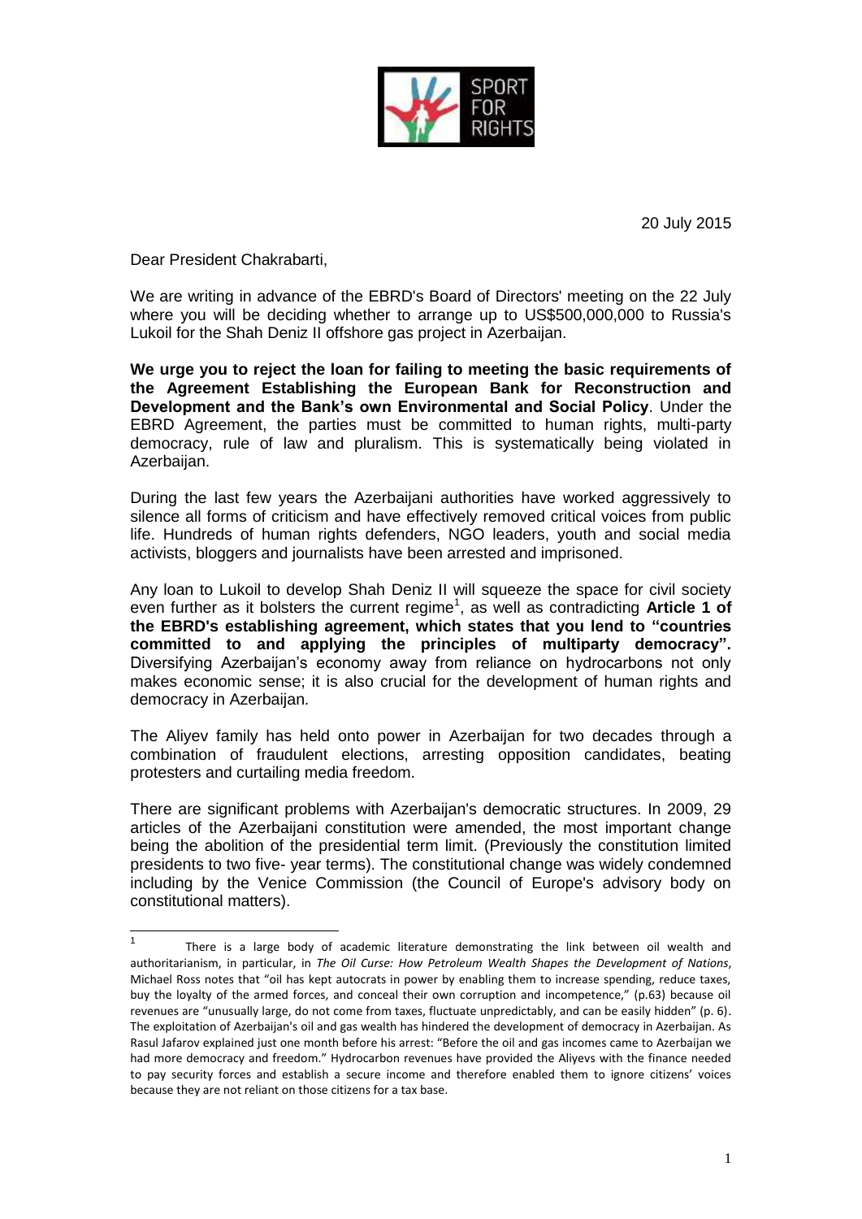20 July 2015

Dear President Chakrabarti,

We are writing in advance of the EBRD's Board of Directors' meeting on the 22 July where you will be deciding whether to arrange up to US$500,000,000 to Russia's Lukoil for the Shah Deniz II offshore gas project in Azerbaijan.

**We urge you to reject the loan for failing to meeting the basic requirements of the Agreement Establishing the European Bank for Reconstruction and Development and the Bank's own Environmental and Social Policy**. Under the EBRD Agreement, the parties must be committed to human rights, multi-party democracy, rule of law and pluralism. This is systematically being violated in Azerbaijan.

During the last few years the Azerbaijani authorities have worked aggressively to silence all forms of criticism and have effectively removed critical voices from public life. Hundreds of human rights defenders, NGO leaders, youth and social media activists, bloggers and journalists have been arrested and imprisoned.

Any loan to Lukoil to develop Shah Deniz II will squeeze the space for civil society even further as it bolsters the current regime[1], as well as contradicting **Article 1 of the EBRD's establishing agreement, which states that you lend to "countries committed to and applying the principles of multiparty democracy".** Diversifying Azerbaijan's economy away from reliance on hydrocarbons not only makes economic sense; it is also crucial for the development of human rights and democracy in Azerbaijan.

The Aliyev family has held onto power in Azerbaijan for two decades through a combination of fraudulent elections, arresting opposition candidates, beating protesters and curtailing media freedom.

There are significant problems with Azerbaijan's democratic structures. In 2009, 29 articles of the Azerbaijani constitution were amended, the most important change being the abolition of the presidential term limit. (Previously the constitution limited presidents to two five- year terms). The constitutional change was widely condemned including by the Venice Commission (the Council of Europe's advisory body on constitutional matters).

---

[1] There is a large body of academic literature demonstrating the link between oil wealth and authoritarianism, in particular, in *The Oil Curse: How Petroleum Wealth Shapes the Development of Nations*, Michael Ross notes that "oil has kept autocrats in power by enabling them to increase spending, reduce taxes, buy the loyalty of the armed forces, and conceal their own corruption and incompetence," (p.63) because oil revenues are "unusually large, do not come from taxes, fluctuate unpredictably, and can be easily hidden" (p. 6). The exploitation of Azerbaijan's oil and gas wealth has hindered the development of democracy in Azerbaijan. As Rasul Jafarov explained just one month before his arrest: "Before the oil and gas incomes came to Azerbaijan we had more democracy and freedom." Hydrocarbon revenues have provided the Aliyevs with the finance needed to pay security forces and establish a secure income and therefore enabled them to ignore citizens' voices because they are not reliant on those citizens for a tax base.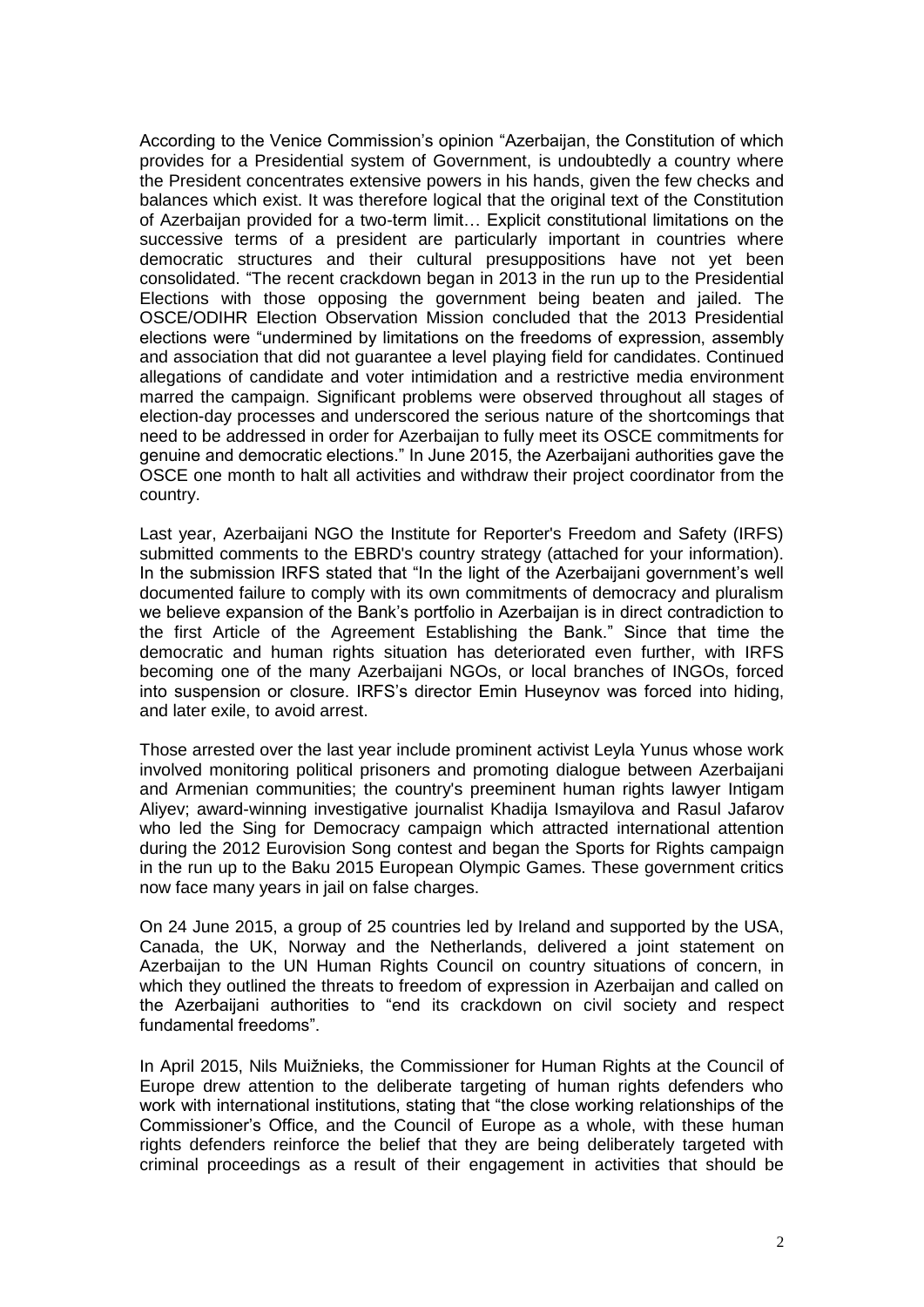According to the Venice Commission's opinion "Azerbaijan, the Constitution of which provides for a Presidential system of Government, is undoubtedly a country where the President concentrates extensive powers in his hands, given the few checks and balances which exist. It was therefore logical that the original text of the Constitution of Azerbaijan provided for a two-term limit… Explicit constitutional limitations on the successive terms of a president are particularly important in countries where democratic structures and their cultural presuppositions have not yet been consolidated. "The recent crackdown began in 2013 in the run up to the Presidential Elections with those opposing the government being beaten and jailed. The OSCE/ODIHR Election Observation Mission concluded that the 2013 Presidential elections were "undermined by limitations on the freedoms of expression, assembly and association that did not guarantee a level playing field for candidates. Continued allegations of candidate and voter intimidation and a restrictive media environment marred the campaign. Significant problems were observed throughout all stages of election-day processes and underscored the serious nature of the shortcomings that need to be addressed in order for Azerbaijan to fully meet its OSCE commitments for genuine and democratic elections." In June 2015, the Azerbaijani authorities gave the OSCE one month to halt all activities and withdraw their project coordinator from the country.

Last year, Azerbaijani NGO the Institute for Reporter's Freedom and Safety (IRFS) submitted comments to the EBRD's country strategy (attached for your information). In the submission IRFS stated that "In the light of the Azerbaijani government's well documented failure to comply with its own commitments of democracy and pluralism we believe expansion of the Bank's portfolio in Azerbaijan is in direct contradiction to the first Article of the Agreement Establishing the Bank." Since that time the democratic and human rights situation has deteriorated even further, with IRFS becoming one of the many Azerbaijani NGOs, or local branches of INGOs, forced into suspension or closure. IRFS's director Emin Huseynov was forced into hiding, and later exile, to avoid arrest.

Those arrested over the last year include prominent activist Leyla Yunus whose work involved monitoring political prisoners and promoting dialogue between Azerbaijani and Armenian communities; the country's preeminent human rights lawyer Intigam Aliyev; award-winning investigative journalist Khadija Ismayilova and Rasul Jafarov who led the Sing for Democracy campaign which attracted international attention during the 2012 Eurovision Song contest and began the Sports for Rights campaign in the run up to the Baku 2015 European Olympic Games. These government critics now face many years in jail on false charges.

On 24 June 2015, a group of 25 countries led by Ireland and supported by the USA, Canada, the UK, Norway and the Netherlands, delivered a joint statement on Azerbaijan to the UN Human Rights Council on country situations of concern, in which they outlined the threats to freedom of expression in Azerbaijan and called on the Azerbaijani authorities to "end its crackdown on civil society and respect fundamental freedoms".

In April 2015, Nils Muižnieks, the Commissioner for Human Rights at the Council of Europe drew attention to the deliberate targeting of human rights defenders who work with international institutions, stating that "the close working relationships of the Commissioner's Office, and the Council of Europe as a whole, with these human rights defenders reinforce the belief that they are being deliberately targeted with criminal proceedings as a result of their engagement in activities that should be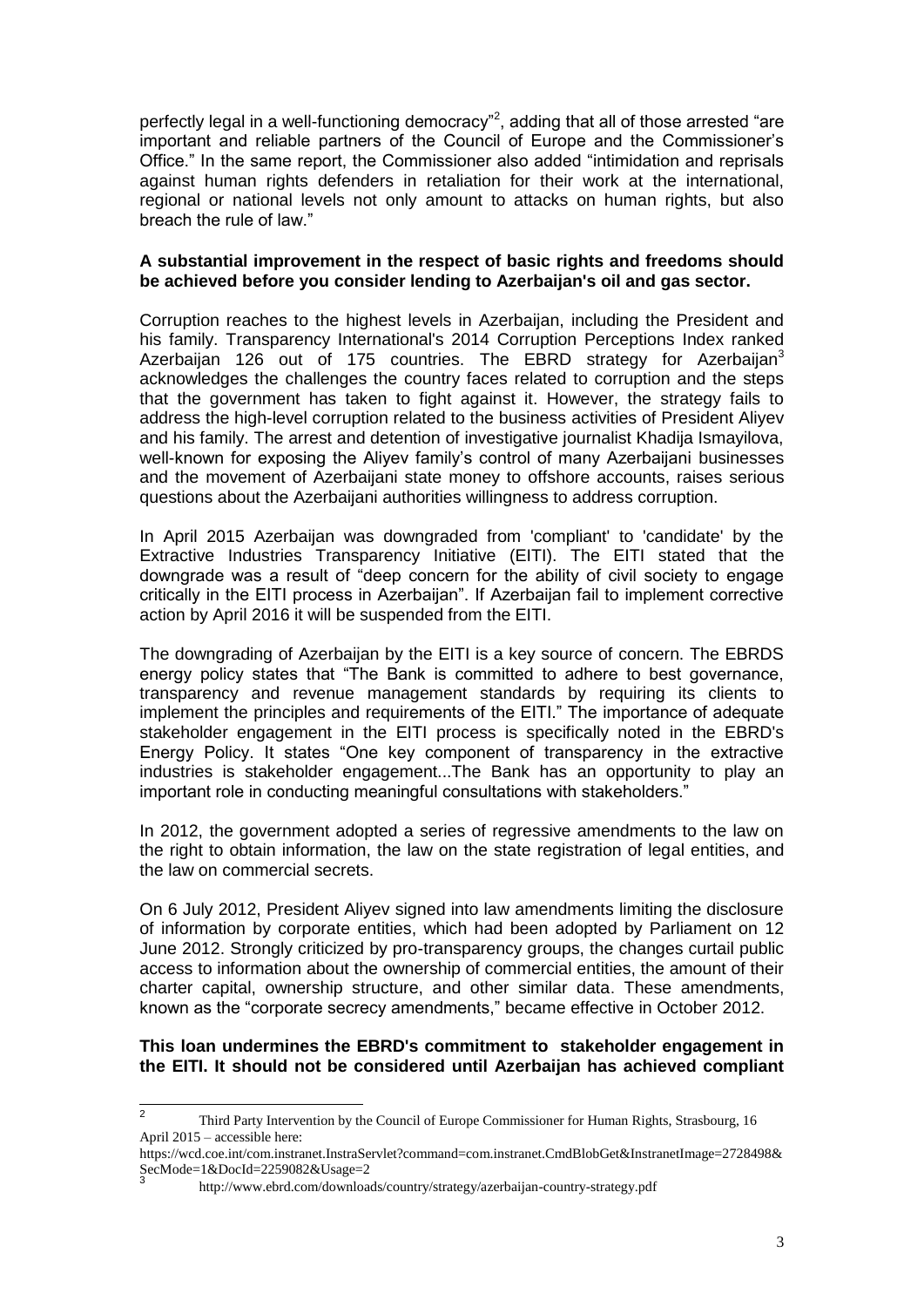perfectly legal in a well-functioning democracy"[2], adding that all of those arrested "are important and reliable partners of the Council of Europe and the Commissioner's Office." In the same report, the Commissioner also added "intimidation and reprisals against human rights defenders in retaliation for their work at the international, regional or national levels not only amount to attacks on human rights, but also breach the rule of law."

**A substantial improvement in the respect of basic rights and freedoms should be achieved before you consider lending to Azerbaijan's oil and gas sector.**

Corruption reaches to the highest levels in Azerbaijan, including the President and his family. Transparency International's 2014 Corruption Perceptions Index ranked Azerbaijan 126 out of 175 countries. The EBRD strategy for Azerbaijan[3] acknowledges the challenges the country faces related to corruption and the steps that the government has taken to fight against it. However, the strategy fails to address the high-level corruption related to the business activities of President Aliyev and his family. The arrest and detention of investigative journalist Khadija Ismayilova, well-known for exposing the Aliyev family's control of many Azerbaijani businesses and the movement of Azerbaijani state money to offshore accounts, raises serious questions about the Azerbaijani authorities willingness to address corruption.

In April 2015 Azerbaijan was downgraded from 'compliant' to 'candidate' by the Extractive Industries Transparency Initiative (EITI). The EITI stated that the downgrade was a result of "deep concern for the ability of civil society to engage critically in the EITI process in Azerbaijan". If Azerbaijan fail to implement corrective action by April 2016 it will be suspended from the EITI.

The downgrading of Azerbaijan by the EITI is a key source of concern. The EBRDS energy policy states that "The Bank is committed to adhere to best governance, transparency and revenue management standards by requiring its clients to implement the principles and requirements of the EITI." The importance of adequate stakeholder engagement in the EITI process is specifically noted in the EBRD's Energy Policy. It states "One key component of transparency in the extractive industries is stakeholder engagement...The Bank has an opportunity to play an important role in conducting meaningful consultations with stakeholders."

In 2012, the government adopted a series of regressive amendments to the law on the right to obtain information, the law on the state registration of legal entities, and the law on commercial secrets.

On 6 July 2012, President Aliyev signed into law amendments limiting the disclosure of information by corporate entities, which had been adopted by Parliament on 12 June 2012. Strongly criticized by pro-transparency groups, the changes curtail public access to information about the ownership of commercial entities, the amount of their charter capital, ownership structure, and other similar data. These amendments, known as the "corporate secrecy amendments," became effective in October 2012.

**This loan undermines the EBRD's commitment to stakeholder engagement in the EITI. It should not be considered until Azerbaijan has achieved compliant**

---

[2] Third Party Intervention by the Council of Europe Commissioner for Human Rights, Strasbourg, 16 April 2015 – accessible here: https://wcd.coe.int/com.instranet.InstraServlet?command=com.instranet.CmdBlobGet&InstranetImage=2728498&SecMode=1&DocId=2259082&Usage=2

[3] http://www.ebrd.com/downloads/country/strategy/azerbaijan-country-strategy.pdf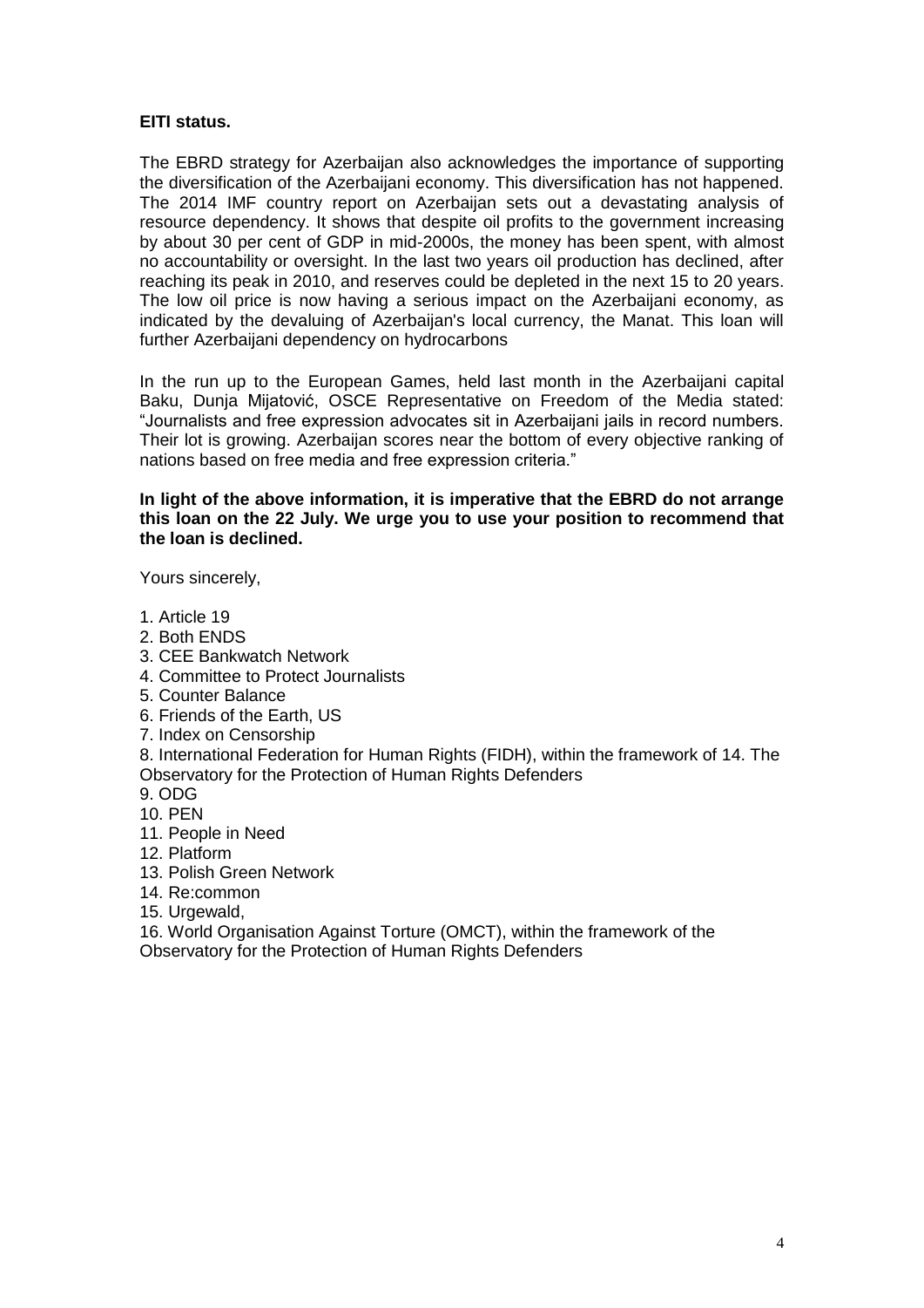**EITI status.**

The EBRD strategy for Azerbaijan also acknowledges the importance of supporting the diversification of the Azerbaijani economy. This diversification has not happened. The 2014 IMF country report on Azerbaijan sets out a devastating analysis of resource dependency. It shows that despite oil profits to the government increasing by about 30 per cent of GDP in mid-2000s, the money has been spent, with almost no accountability or oversight. In the last two years oil production has declined, after reaching its peak in 2010, and reserves could be depleted in the next 15 to 20 years. The low oil price is now having a serious impact on the Azerbaijani economy, as indicated by the devaluing of Azerbaijan's local currency, the Manat. This loan will further Azerbaijani dependency on hydrocarbons

In the run up to the European Games, held last month in the Azerbaijani capital Baku, Dunja Mijatović, OSCE Representative on Freedom of the Media stated: "Journalists and free expression advocates sit in Azerbaijani jails in record numbers. Their lot is growing. Azerbaijan scores near the bottom of every objective ranking of nations based on free media and free expression criteria."

**In light of the above information, it is imperative that the EBRD do not arrange this loan on the 22 July. We urge you to use your position to recommend that the loan is declined.**

Yours sincerely,

1. Article 19
2. Both ENDS
3. CEE Bankwatch Network
4. Committee to Protect Journalists
5. Counter Balance
6. Friends of the Earth, US
7. Index on Censorship
8. International Federation for Human Rights (FIDH), within the framework of 14. The Observatory for the Protection of Human Rights Defenders
9. ODG
10. PEN
11. People in Need
12. Platform
13. Polish Green Network
14. Re:common
15. Urgewald,
16. World Organisation Against Torture (OMCT), within the framework of the Observatory for the Protection of Human Rights Defenders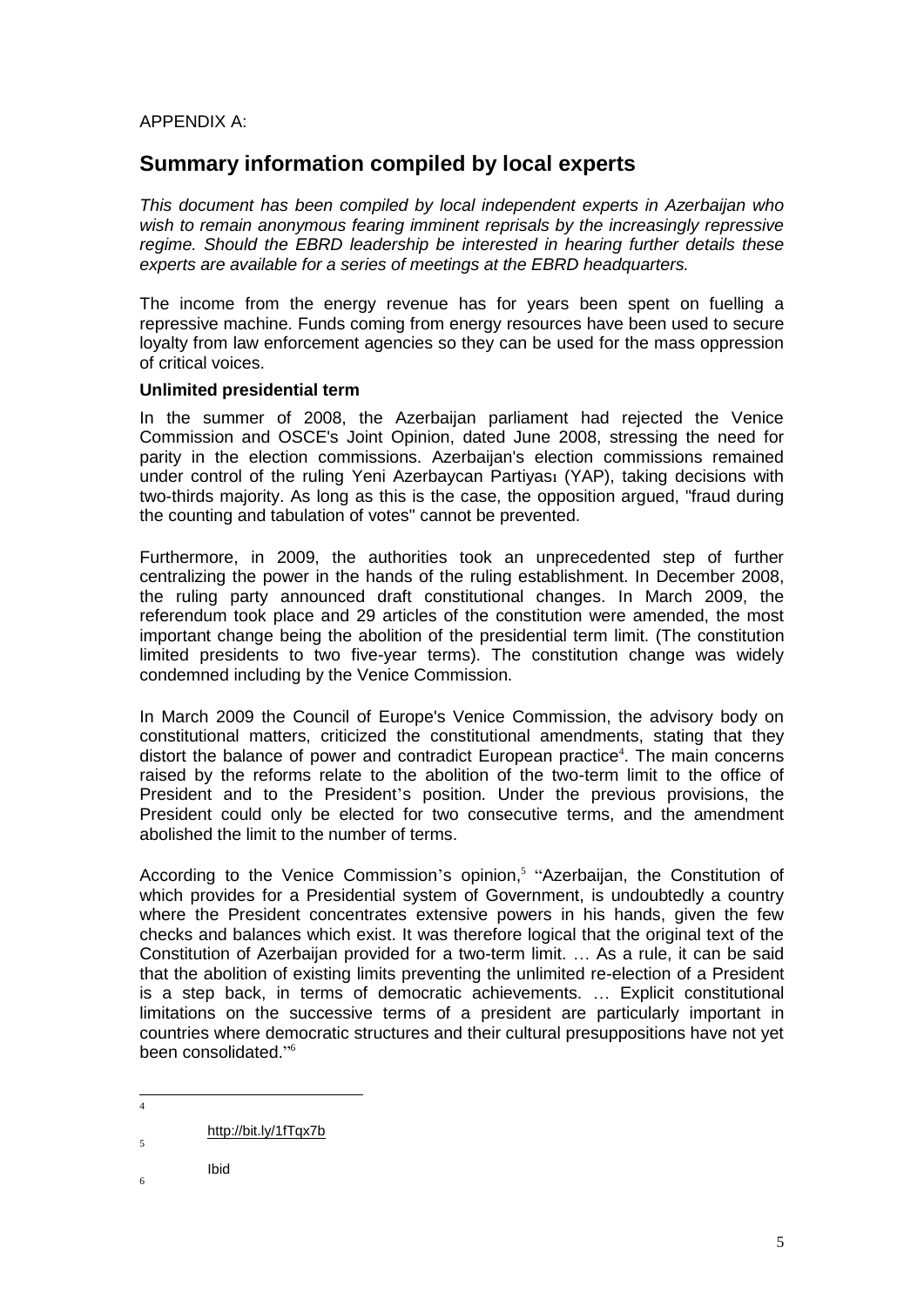APPENDIX A:

## Summary information compiled by local experts

*This document has been compiled by local independent experts in Azerbaijan who wish to remain anonymous fearing imminent reprisals by the increasingly repressive regime. Should the EBRD leadership be interested in hearing further details these experts are available for a series of meetings at the EBRD headquarters.*

The income from the energy revenue has for years been spent on fuelling a repressive machine. Funds coming from energy resources have been used to secure loyalty from law enforcement agencies so they can be used for the mass oppression of critical voices.

**Unlimited presidential term**

In the summer of 2008, the Azerbaijan parliament had rejected the Venice Commission and OSCE's Joint Opinion, dated June 2008, stressing the need for parity in the election commissions. Azerbaijan's election commissions remained under control of the ruling Yeni Azerbaycan Partiyası (YAP), taking decisions with two-thirds majority. As long as this is the case, the opposition argued, "fraud during the counting and tabulation of votes" cannot be prevented.

Furthermore, in 2009, the authorities took an unprecedented step of further centralizing the power in the hands of the ruling establishment. In December 2008, the ruling party announced draft constitutional changes. In March 2009, the referendum took place and 29 articles of the constitution were amended, the most important change being the abolition of the presidential term limit. (The constitution limited presidents to two five-year terms). The constitution change was widely condemned including by the Venice Commission.

In March 2009 the Council of Europe's Venice Commission, the advisory body on constitutional matters, criticized the constitutional amendments, stating that they distort the balance of power and contradict European practice[4]. The main concerns raised by the reforms relate to the abolition of the two-term limit to the office of President and to the President's position. Under the previous provisions, the President could only be elected for two consecutive terms, and the amendment abolished the limit to the number of terms.

According to the Venice Commission's opinion,[5] "Azerbaijan, the Constitution of which provides for a Presidential system of Government, is undoubtedly a country where the President concentrates extensive powers in his hands, given the few checks and balances which exist. It was therefore logical that the original text of the Constitution of Azerbaijan provided for a two-term limit. … As a rule, it can be said that the abolition of existing limits preventing the unlimited re-election of a President is a step back, in terms of democratic achievements. … Explicit constitutional limitations on the successive terms of a president are particularly important in countries where democratic structures and their cultural presuppositions have not yet been consolidated."[6]

---

[4] http://bit.ly/1fTqx7b

[5] Ibid

[6]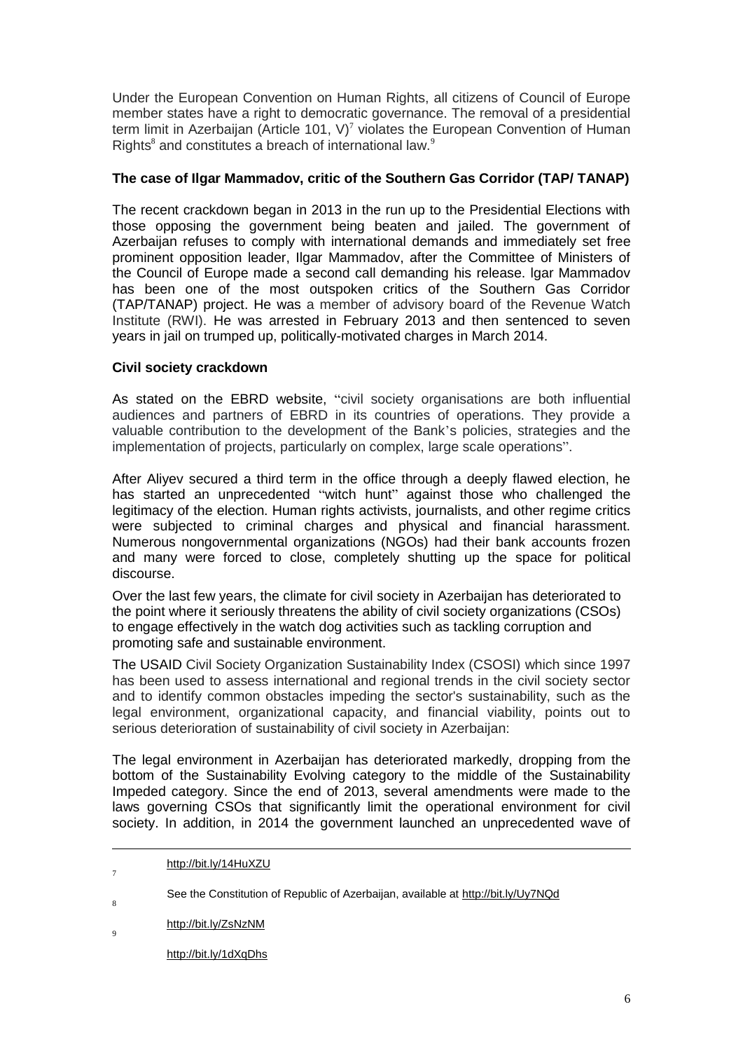Under the European Convention on Human Rights, all citizens of Council of Europe member states have a right to democratic governance. The removal of a presidential term limit in Azerbaijan (Article 101, V)[7] violates the European Convention of Human Rights[8] and constitutes a breach of international law.[9]

**The case of Ilgar Mammadov, critic of the Southern Gas Corridor (TAP/ TANAP)**

The recent crackdown began in 2013 in the run up to the Presidential Elections with those opposing the government being beaten and jailed. The government of Azerbaijan refuses to comply with international demands and immediately set free prominent opposition leader, Ilgar Mammadov, after the Committee of Ministers of the Council of Europe made a second call demanding his release. lgar Mammadov has been one of the most outspoken critics of the Southern Gas Corridor (TAP/TANAP) project. He was a member of advisory board of the Revenue Watch Institute (RWI). He was arrested in February 2013 and then sentenced to seven years in jail on trumped up, politically-motivated charges in March 2014.

**Civil society crackdown**

As stated on the EBRD website, "civil society organisations are both influential audiences and partners of EBRD in its countries of operations. They provide a valuable contribution to the development of the Bank's policies, strategies and the implementation of projects, particularly on complex, large scale operations".

After Aliyev secured a third term in the office through a deeply flawed election, he has started an unprecedented "witch hunt" against those who challenged the legitimacy of the election. Human rights activists, journalists, and other regime critics were subjected to criminal charges and physical and financial harassment. Numerous nongovernmental organizations (NGOs) had their bank accounts frozen and many were forced to close, completely shutting up the space for political discourse.

Over the last few years, the climate for civil society in Azerbaijan has deteriorated to the point where it seriously threatens the ability of civil society organizations (CSOs) to engage effectively in the watch dog activities such as tackling corruption and promoting safe and sustainable environment.

The USAID Civil Society Organization Sustainability Index (CSOSI) which since 1997 has been used to assess international and regional trends in the civil society sector and to identify common obstacles impeding the sector's sustainability, such as the legal environment, organizational capacity, and financial viability, points out to serious deterioration of sustainability of civil society in Azerbaijan:

The legal environment in Azerbaijan has deteriorated markedly, dropping from the bottom of the Sustainability Evolving category to the middle of the Sustainability Impeded category. Since the end of 2013, several amendments were made to the laws governing CSOs that significantly limit the operational environment for civil society. In addition, in 2014 the government launched an unprecedented wave of

---

http://bit.ly/14HuXZU

[7] See the Constitution of Republic of Azerbaijan, available at http://bit.ly/Uy7NQd

[8] http://bit.ly/ZsNzNM

[9] http://bit.ly/1dXqDhs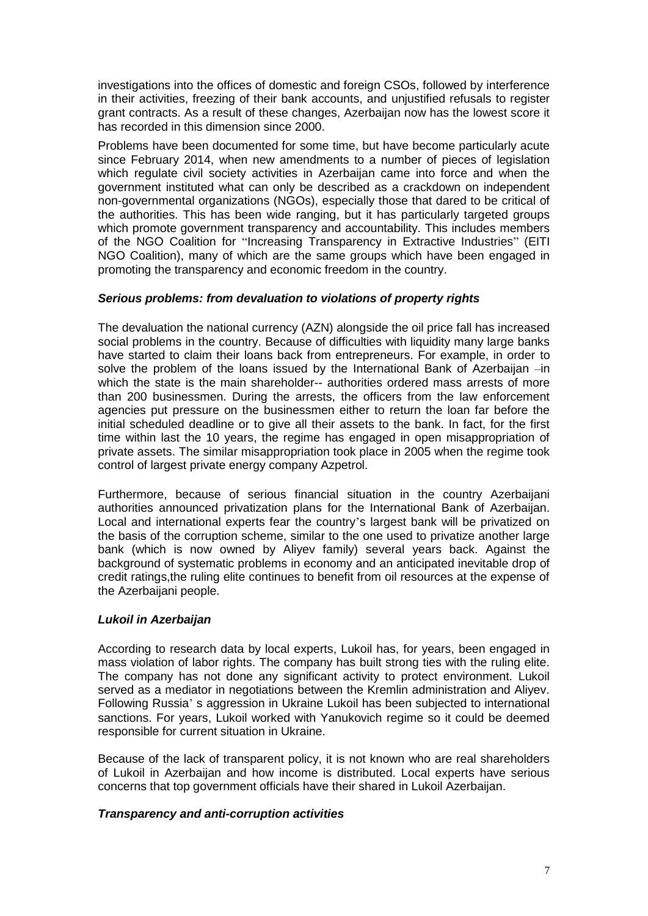investigations into the offices of domestic and foreign CSOs, followed by interference in their activities, freezing of their bank accounts, and unjustified refusals to register grant contracts. As a result of these changes, Azerbaijan now has the lowest score it has recorded in this dimension since 2000.

Problems have been documented for some time, but have become particularly acute since February 2014, when new amendments to a number of pieces of legislation which regulate civil society activities in Azerbaijan came into force and when the government instituted what can only be described as a crackdown on independent non-governmental organizations (NGOs), especially those that dared to be critical of the authorities. This has been wide ranging, but it has particularly targeted groups which promote government transparency and accountability. This includes members of the NGO Coalition for "Increasing Transparency in Extractive Industries" (EITI NGO Coalition), many of which are the same groups which have been engaged in promoting the transparency and economic freedom in the country.

### *Serious problems: from devaluation to violations of property rights*

The devaluation the national currency (AZN) alongside the oil price fall has increased social problems in the country. Because of difficulties with liquidity many large banks have started to claim their loans back from entrepreneurs. For example, in order to solve the problem of the loans issued by the International Bank of Azerbaijan –in which the state is the main shareholder-- authorities ordered mass arrests of more than 200 businessmen. During the arrests, the officers from the law enforcement agencies put pressure on the businessmen either to return the loan far before the initial scheduled deadline or to give all their assets to the bank. In fact, for the first time within last the 10 years, the regime has engaged in open misappropriation of private assets. The similar misappropriation took place in 2005 when the regime took control of largest private energy company Azpetrol.

Furthermore, because of serious financial situation in the country Azerbaijani authorities announced privatization plans for the International Bank of Azerbaijan. Local and international experts fear the country's largest bank will be privatized on the basis of the corruption scheme, similar to the one used to privatize another large bank (which is now owned by Aliyev family) several years back. Against the background of systematic problems in economy and an anticipated inevitable drop of credit ratings,the ruling elite continues to benefit from oil resources at the expense of the Azerbaijani people.

### *Lukoil in Azerbaijan*

According to research data by local experts, Lukoil has, for years, been engaged in mass violation of labor rights. The company has built strong ties with the ruling elite. The company has not done any significant activity to protect environment. Lukoil served as a mediator in negotiations between the Kremlin administration and Aliyev. Following Russia' s aggression in Ukraine Lukoil has been subjected to international sanctions. For years, Lukoil worked with Yanukovich regime so it could be deemed responsible for current situation in Ukraine.

Because of the lack of transparent policy, it is not known who are real shareholders of Lukoil in Azerbaijan and how income is distributed. Local experts have serious concerns that top government officials have their shared in Lukoil Azerbaijan.

### *Transparency and anti-corruption activities*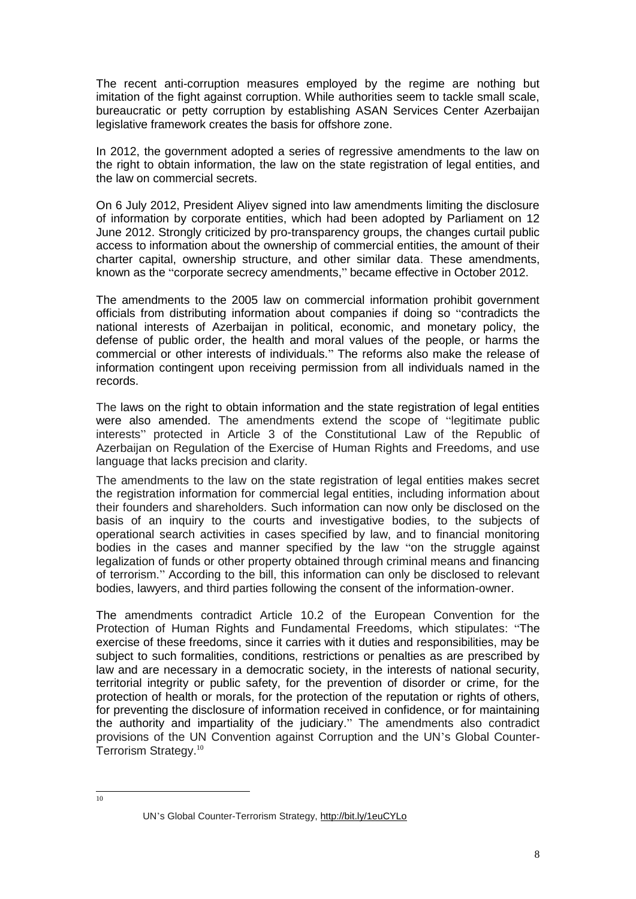The recent anti-corruption measures employed by the regime are nothing but imitation of the fight against corruption. While authorities seem to tackle small scale, bureaucratic or petty corruption by establishing ASAN Services Center Azerbaijan legislative framework creates the basis for offshore zone.

In 2012, the government adopted a series of regressive amendments to the law on the right to obtain information, the law on the state registration of legal entities, and the law on commercial secrets.

On 6 July 2012, President Aliyev signed into law amendments limiting the disclosure of information by corporate entities, which had been adopted by Parliament on 12 June 2012. Strongly criticized by pro-transparency groups, the changes curtail public access to information about the ownership of commercial entities, the amount of their charter capital, ownership structure, and other similar data. These amendments, known as the "corporate secrecy amendments," became effective in October 2012.

The amendments to the 2005 law on commercial information prohibit government officials from distributing information about companies if doing so "contradicts the national interests of Azerbaijan in political, economic, and monetary policy, the defense of public order, the health and moral values of the people, or harms the commercial or other interests of individuals." The reforms also make the release of information contingent upon receiving permission from all individuals named in the records.

The laws on the right to obtain information and the state registration of legal entities were also amended. The amendments extend the scope of "legitimate public interests" protected in Article 3 of the Constitutional Law of the Republic of Azerbaijan on Regulation of the Exercise of Human Rights and Freedoms, and use language that lacks precision and clarity.

The amendments to the law on the state registration of legal entities makes secret the registration information for commercial legal entities, including information about their founders and shareholders. Such information can now only be disclosed on the basis of an inquiry to the courts and investigative bodies, to the subjects of operational search activities in cases specified by law, and to financial monitoring bodies in the cases and manner specified by the law "on the struggle against legalization of funds or other property obtained through criminal means and financing of terrorism." According to the bill, this information can only be disclosed to relevant bodies, lawyers, and third parties following the consent of the information-owner.

The amendments contradict Article 10.2 of the European Convention for the Protection of Human Rights and Fundamental Freedoms, which stipulates: "The exercise of these freedoms, since it carries with it duties and responsibilities, may be subject to such formalities, conditions, restrictions or penalties as are prescribed by law and are necessary in a democratic society, in the interests of national security, territorial integrity or public safety, for the prevention of disorder or crime, for the protection of health or morals, for the protection of the reputation or rights of others, for preventing the disclosure of information received in confidence, or for maintaining the authority and impartiality of the judiciary." The amendments also contradict provisions of the UN Convention against Corruption and the UN's Global Counter-Terrorism Strategy.[10]

---

[10] UN's Global Counter-Terrorism Strategy, http://bit.ly/1euCYLo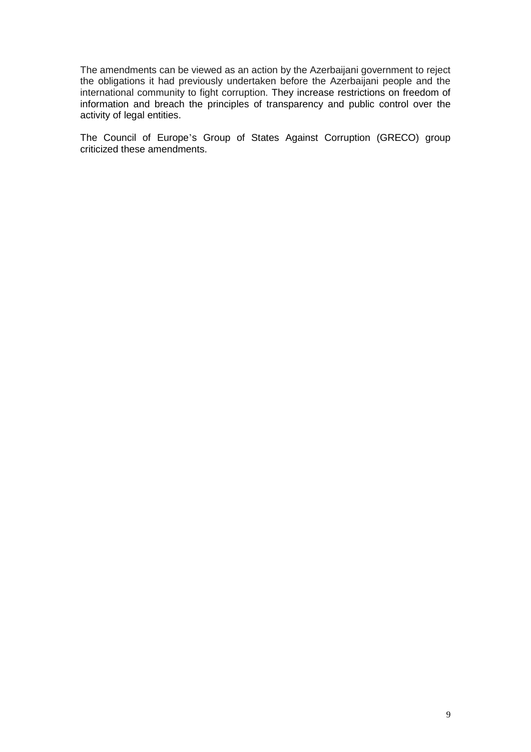The amendments can be viewed as an action by the Azerbaijani government to reject the obligations it had previously undertaken before the Azerbaijani people and the international community to fight corruption. They increase restrictions on freedom of information and breach the principles of transparency and public control over the activity of legal entities.

The Council of Europe's Group of States Against Corruption (GRECO) group criticized these amendments.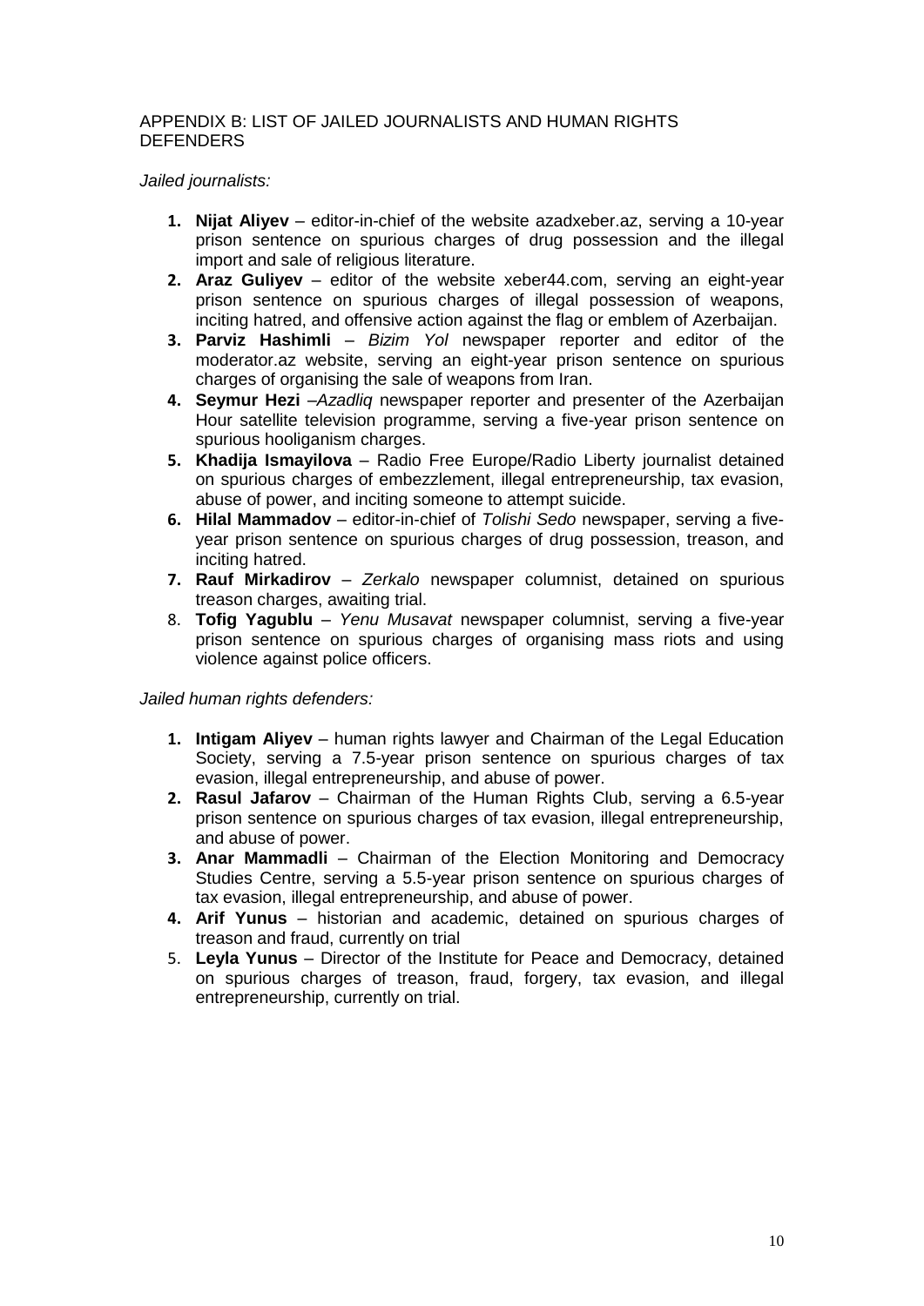## APPENDIX B: LIST OF JAILED JOURNALISTS AND HUMAN RIGHTS DEFENDERS

*Jailed journalists:*

1. **Nijat Aliyev** – editor-in-chief of the website azadxeber.az, serving a 10-year prison sentence on spurious charges of drug possession and the illegal import and sale of religious literature.
2. **Araz Guliyev** – editor of the website xeber44.com, serving an eight-year prison sentence on spurious charges of illegal possession of weapons, inciting hatred, and offensive action against the flag or emblem of Azerbaijan.
3. **Parviz Hashimli** – *Bizim Yol* newspaper reporter and editor of the moderator.az website, serving an eight-year prison sentence on spurious charges of organising the sale of weapons from Iran.
4. **Seymur Hezi** –*Azadliq* newspaper reporter and presenter of the Azerbaijan Hour satellite television programme, serving a five-year prison sentence on spurious hooliganism charges.
5. **Khadija Ismayilova** – Radio Free Europe/Radio Liberty journalist detained on spurious charges of embezzlement, illegal entrepreneurship, tax evasion, abuse of power, and inciting someone to attempt suicide.
6. **Hilal Mammadov** – editor-in-chief of *Tolishi Sedo* newspaper, serving a five-year prison sentence on spurious charges of drug possession, treason, and inciting hatred.
7. **Rauf Mirkadirov** – *Zerkalo* newspaper columnist, detained on spurious treason charges, awaiting trial.
8. **Tofig Yagublu** – *Yenu Musavat* newspaper columnist, serving a five-year prison sentence on spurious charges of organising mass riots and using violence against police officers.

*Jailed human rights defenders:*

1. **Intigam Aliyev** – human rights lawyer and Chairman of the Legal Education Society, serving a 7.5-year prison sentence on spurious charges of tax evasion, illegal entrepreneurship, and abuse of power.
2. **Rasul Jafarov** – Chairman of the Human Rights Club, serving a 6.5-year prison sentence on spurious charges of tax evasion, illegal entrepreneurship, and abuse of power.
3. **Anar Mammadli** – Chairman of the Election Monitoring and Democracy Studies Centre, serving a 5.5-year prison sentence on spurious charges of tax evasion, illegal entrepreneurship, and abuse of power.
4. **Arif Yunus** – historian and academic, detained on spurious charges of treason and fraud, currently on trial
5. **Leyla Yunus** – Director of the Institute for Peace and Democracy, detained on spurious charges of treason, fraud, forgery, tax evasion, and illegal entrepreneurship, currently on trial.